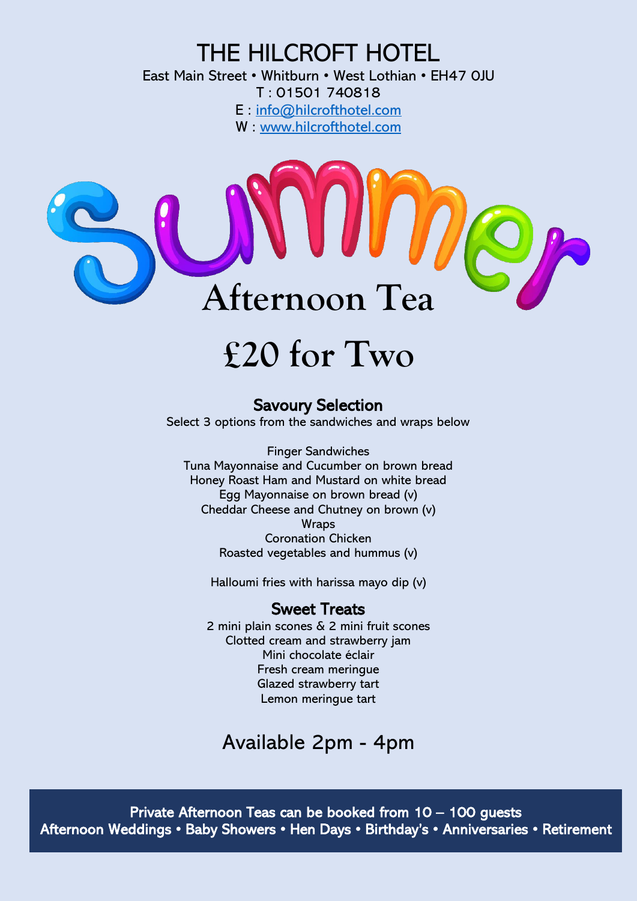# THE HILCROFT HOTEL

East Main Street • Whitburn • West Lothian • EH47 0JU
T : 01501 740818
E : info@hilcrofthotel.com
W : www.hilcrofthotel.com

# Summer Afternoon Tea

# £20 for Two

## Savoury Selection

Select 3 options from the sandwiches and wraps below

Finger Sandwiches
Tuna Mayonnaise and Cucumber on brown bread
Honey Roast Ham and Mustard on white bread
Egg Mayonnaise on brown bread (v)
Cheddar Cheese and Chutney on brown (v)
Wraps
Coronation Chicken
Roasted vegetables and hummus (v)

Halloumi fries with harissa mayo dip (v)

## Sweet Treats

2 mini plain scones & 2 mini fruit scones
Clotted cream and strawberry jam
Mini chocolate éclair
Fresh cream meringue
Glazed strawberry tart
Lemon meringue tart

## Available 2pm - 4pm

**Private Afternoon Teas can be booked from 10 – 100 guests**
**Afternoon Weddings • Baby Showers • Hen Days • Birthday's • Anniversaries • Retirement**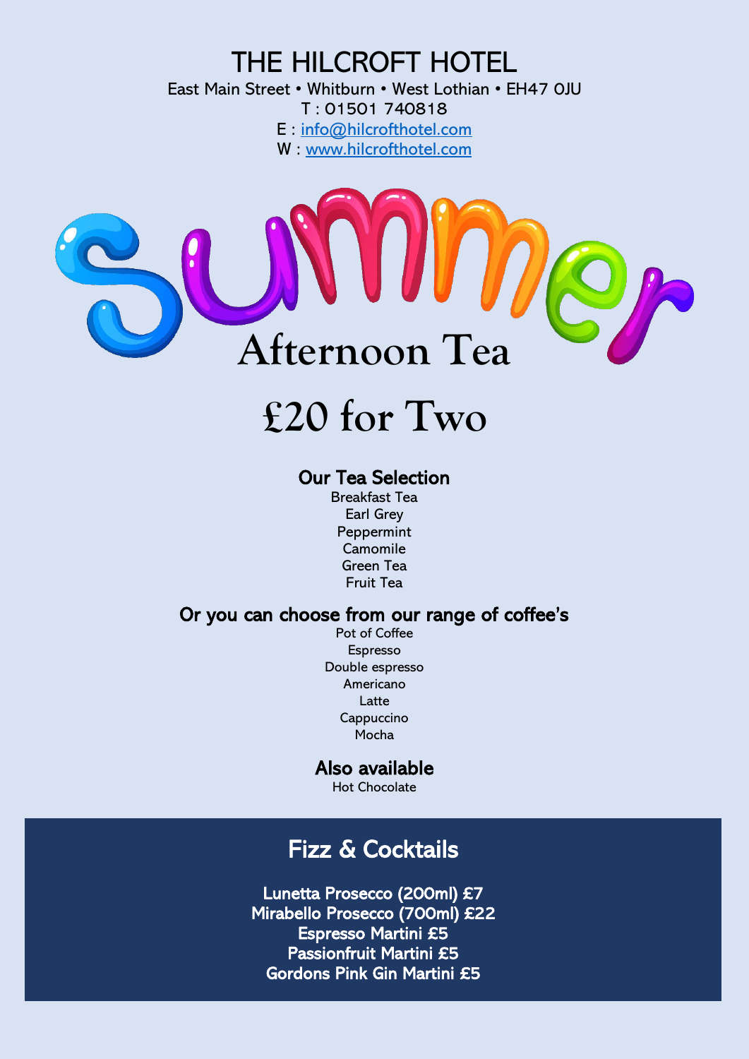# THE HILCROFT HOTEL

East Main Street • Whitburn • West Lothian • EH47 0JU

T : 01501 740818

E : info@hilcrofthotel.com

W : www.hilcrofthotel.com

# Summer Afternoon Tea

# £20 for Two

## Our Tea Selection

Breakfast Tea
Earl Grey
Peppermint
Camomile
Green Tea
Fruit Tea

## Or you can choose from our range of coffee's

Pot of Coffee
Espresso
Double espresso
Americano
Latte
Cappuccino
Mocha

## Also available

Hot Chocolate

## Fizz & Cocktails

**Lunetta Prosecco (200ml) £7**
**Mirabello Prosecco (700ml) £22**
**Espresso Martini £5**
**Passionfruit Martini £5**
**Gordons Pink Gin Martini £5**